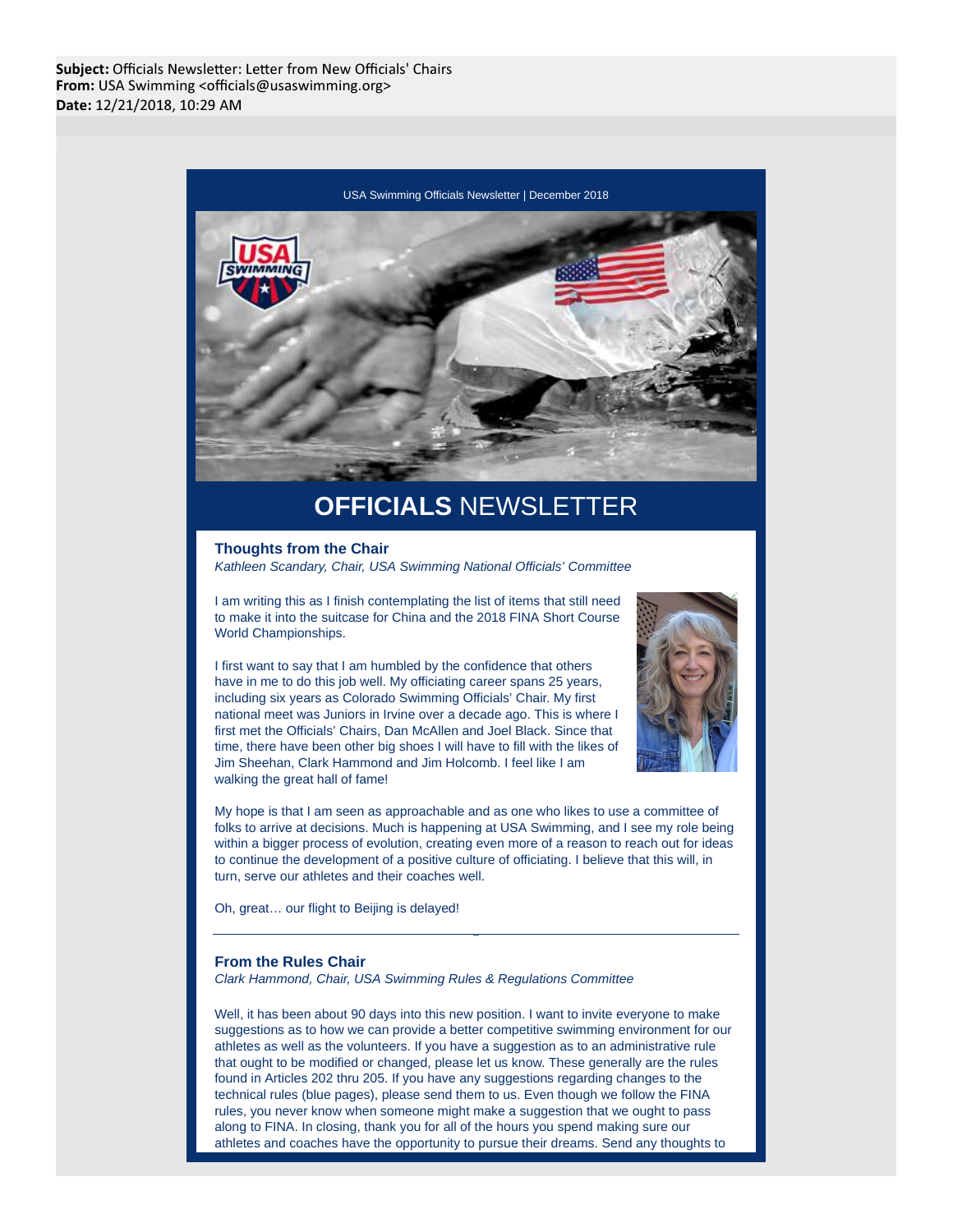**Subject:** Officials Newsletter: Letter from New Officials' Chairs
**From:** USA Swimming <officials@usaswimming.org>
**Date:** 12/21/2018, 10:29 AM

USA Swimming Officials Newsletter | December 2018

# **OFFICIALS** NEWSLETTER

### Thoughts from the Chair

*Kathleen Scandary, Chair, USA Swimming National Officials' Committee*

I am writing this as I finish contemplating the list of items that still need to make it into the suitcase for China and the 2018 FINA Short Course World Championships.

I first want to say that I am humbled by the confidence that others have in me to do this job well. My officiating career spans 25 years, including six years as Colorado Swimming Officials' Chair. My first national meet was Juniors in Irvine over a decade ago. This is where I first met the Officials' Chairs, Dan McAllen and Joel Black. Since that time, there have been other big shoes I will have to fill with the likes of Jim Sheehan, Clark Hammond and Jim Holcomb. I feel like I am walking the great hall of fame!

My hope is that I am seen as approachable and as one who likes to use a committee of folks to arrive at decisions. Much is happening at USA Swimming, and I see my role being within a bigger process of evolution, creating even more of a reason to reach out for ideas to continue the development of a positive culture of officiating. I believe that this will, in turn, serve our athletes and their coaches well.

Oh, great… our flight to Beijing is delayed!

---

### From the Rules Chair

*Clark Hammond, Chair, USA Swimming Rules & Regulations Committee*

Well, it has been about 90 days into this new position. I want to invite everyone to make suggestions as to how we can provide a better competitive swimming environment for our athletes as well as the volunteers. If you have a suggestion as to an administrative rule that ought to be modified or changed, please let us know. These generally are the rules found in Articles 202 thru 205. If you have any suggestions regarding changes to the technical rules (blue pages), please send them to us. Even though we follow the FINA rules, you never know when someone might make a suggestion that we ought to pass along to FINA. In closing, thank you for all of the hours you spend making sure our athletes and coaches have the opportunity to pursue their dreams. Send any thoughts to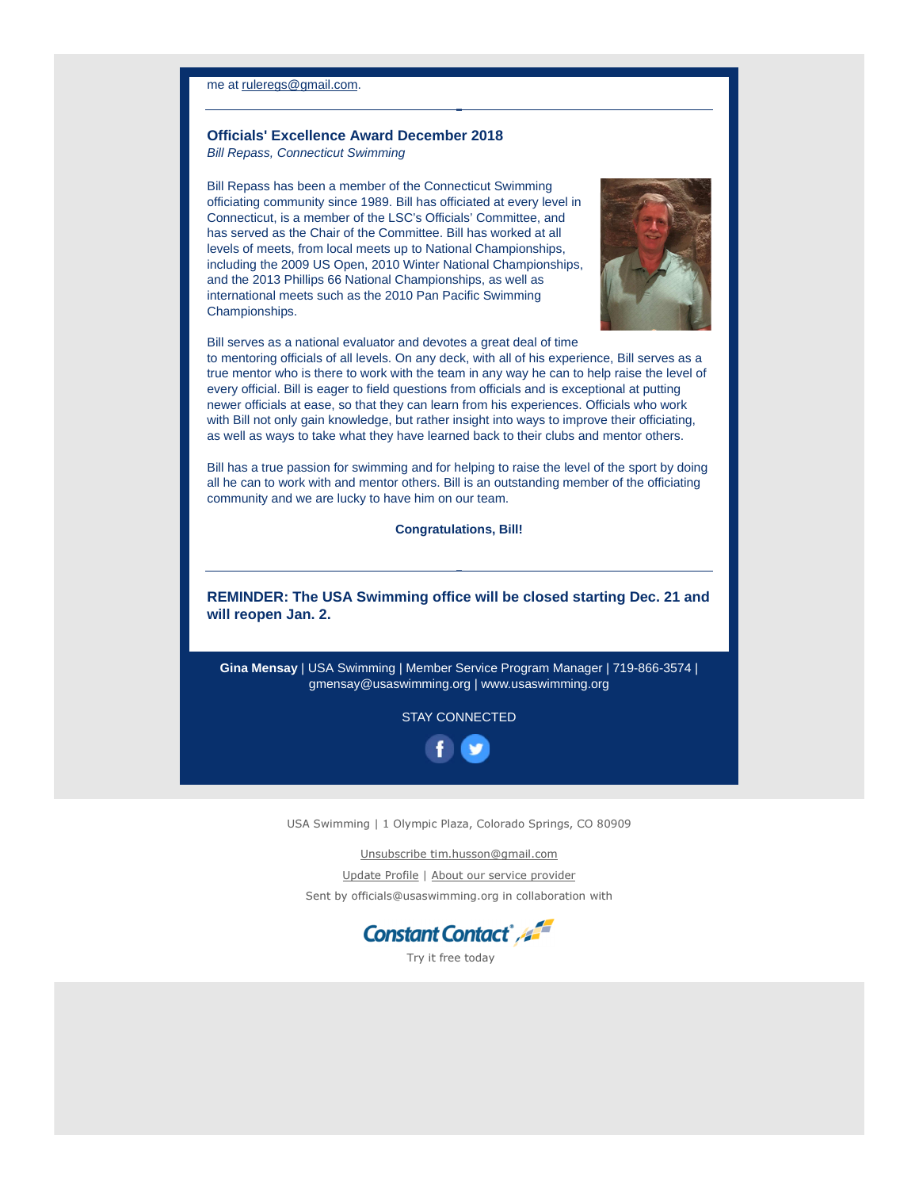me at ruleregs@gmail.com.

---

### Officials' Excellence Award December 2018

*Bill Repass, Connecticut Swimming*

Bill Repass has been a member of the Connecticut Swimming officiating community since 1989. Bill has officiated at every level in Connecticut, is a member of the LSC's Officials' Committee, and has served as the Chair of the Committee. Bill has worked at all levels of meets, from local meets up to National Championships, including the 2009 US Open, 2010 Winter National Championships, and the 2013 Phillips 66 National Championships, as well as international meets such as the 2010 Pan Pacific Swimming Championships.

Bill serves as a national evaluator and devotes a great deal of time to mentoring officials of all levels. On any deck, with all of his experience, Bill serves as a true mentor who is there to work with the team in any way he can to help raise the level of every official. Bill is eager to field questions from officials and is exceptional at putting newer officials at ease, so that they can learn from his experiences. Officials who work with Bill not only gain knowledge, but rather insight into ways to improve their officiating, as well as ways to take what they have learned back to their clubs and mentor others.

Bill has a true passion for swimming and for helping to raise the level of the sport by doing all he can to work with and mentor others. Bill is an outstanding member of the officiating community and we are lucky to have him on our team.

**Congratulations, Bill!**

---

**REMINDER: The USA Swimming office will be closed starting Dec. 21 and will reopen Jan. 2.**

**Gina Mensay** | USA Swimming | Member Service Program Manager | 719-866-3574 | gmensay@usaswimming.org | www.usaswimming.org

STAY CONNECTED

USA Swimming | 1 Olympic Plaza, Colorado Springs, CO 80909

Unsubscribe tim.husson@gmail.com

Update Profile | About our service provider

Sent by officials@usaswimming.org in collaboration with

Constant Contact

Try it free today